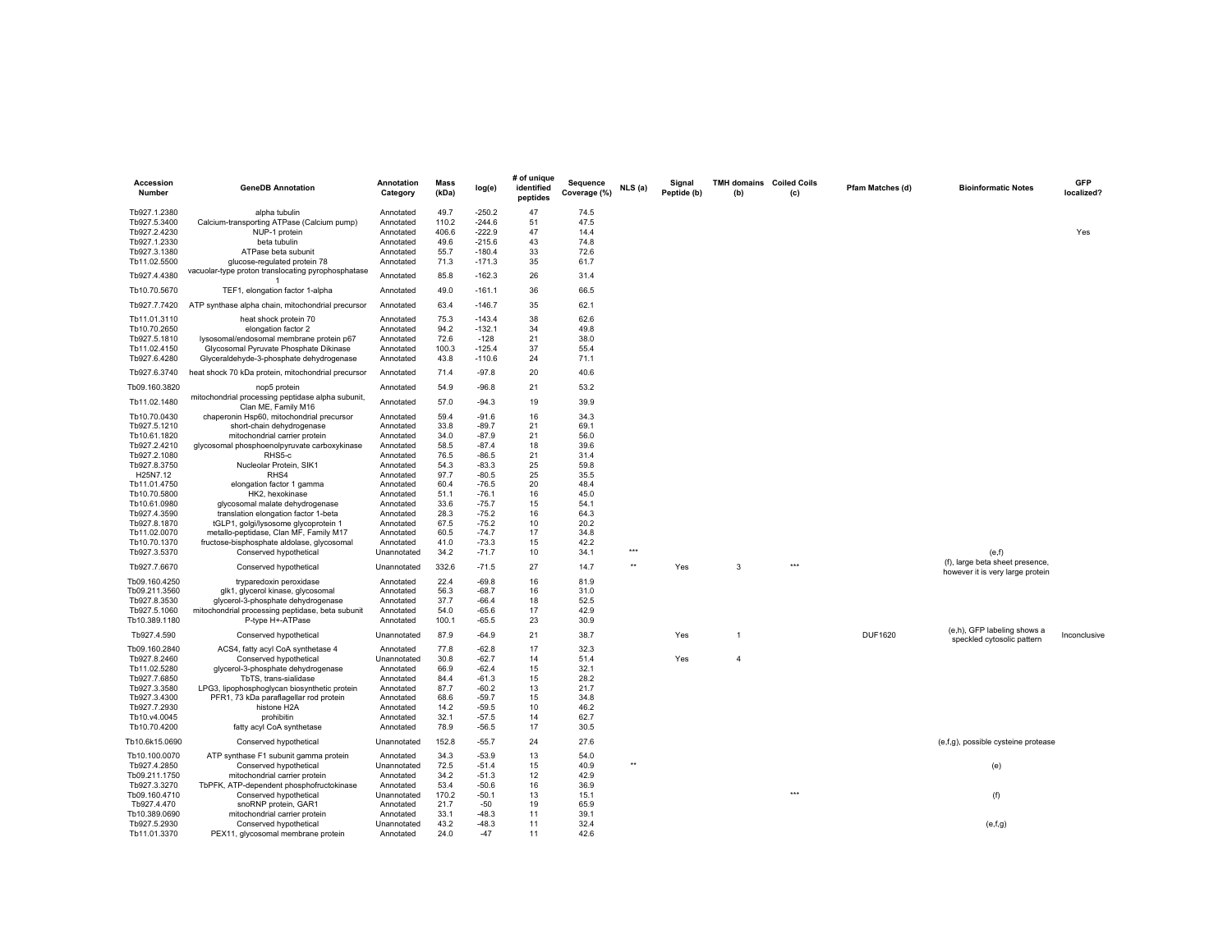| Accession Number | GeneDB Annotation | Annotation Category | Mass (kDa) | log(e) | # of unique identified peptides | Sequence Coverage (%) | NLS (a) | Signal Peptide (b) | TMH domains (b) | Coiled Coils (c) | Pfam Matches (d) | Bioinformatic Notes | GFP localized? |
|---|---|---|---|---|---|---|---|---|---|---|---|---|---|
| Tb927.1.2380 | alpha tubulin | Annotated | 49.7 | -250.2 | 47 | 74.5 | | | | | | | |
| Tb927.5.3400 | Calcium-transporting ATPase (Calcium pump) | Annotated | 110.2 | -244.6 | 51 | 47.5 | | | | | | | |
| Tb927.2.4230 | NUP-1 protein | Annotated | 406.6 | -222.9 | 47 | 14.4 | | | | | | | Yes |
| Tb927.1.2330 | beta tubulin | Annotated | 49.6 | -215.6 | 43 | 74.8 | | | | | | | |
| Tb927.3.1380 | ATPase beta subunit | Annotated | 55.7 | -180.4 | 33 | 72.6 | | | | | | | |
| Tb11.02.5500 | glucose-regulated protein 78 | Annotated | 71.3 | -171.3 | 35 | 61.7 | | | | | | | |
| Tb927.4.4380 | vacuolar-type proton translocating pyrophosphatase 1 | Annotated | 85.8 | -162.3 | 26 | 31.4 | | | | | | | |
| Tb10.70.5670 | TEF1, elongation factor 1-alpha | Annotated | 49.0 | -161.1 | 36 | 66.5 | | | | | | | |
| Tb927.7.7420 | ATP synthase alpha chain, mitochondrial precursor | Annotated | 63.4 | -146.7 | 35 | 62.1 | | | | | | | |
| Tb11.01.3110 | heat shock protein 70 | Annotated | 75.3 | -143.4 | 38 | 62.6 | | | | | | | |
| Tb10.70.2650 | elongation factor 2 | Annotated | 94.2 | -132.1 | 34 | 49.8 | | | | | | | |
| Tb927.5.1810 | lysosomal/endosomal membrane protein p67 | Annotated | 72.6 | -128 | 21 | 38.0 | | | | | | | |
| Tb11.02.4150 | Glycosomal Pyruvate Phosphate Dikinase | Annotated | 100.3 | -125.4 | 37 | 55.4 | | | | | | | |
| Tb927.6.4280 | Glyceraldehyde-3-phosphate dehydrogenase | Annotated | 43.8 | -110.6 | 24 | 71.1 | | | | | | | |
| Tb927.6.3740 | heat shock 70 kDa protein, mitochondrial precursor | Annotated | 71.4 | -97.8 | 20 | 40.6 | | | | | | | |
| Tb09.160.3820 | nop5 protein | Annotated | 54.9 | -96.8 | 21 | 53.2 | | | | | | | |
| Tb11.02.1480 | mitochondrial processing peptidase alpha subunit, Clan ME, Family M16 | Annotated | 57.0 | -94.3 | 19 | 39.9 | | | | | | | |
| Tb10.70.0430 | chaperonin Hsp60, mitochondrial precursor | Annotated | 59.4 | -91.6 | 16 | 34.3 | | | | | | | |
| Tb927.5.1210 | short-chain dehydrogenase | Annotated | 33.8 | -89.7 | 21 | 69.1 | | | | | | | |
| Tb10.61.1820 | mitochondrial carrier protein | Annotated | 34.0 | -87.9 | 21 | 56.0 | | | | | | | |
| Tb927.2.4210 | glycosomal phosphoenolpyruvate carboxykinase | Annotated | 58.5 | -87.4 | 18 | 39.6 | | | | | | | |
| Tb927.2.1080 | RHS5-c | Annotated | 76.5 | -86.5 | 21 | 31.4 | | | | | | | |
| Tb927.8.3750 | Nucleolar Protein, SIK1 | Annotated | 54.3 | -83.3 | 25 | 59.8 | | | | | | | |
| H25N7.12 | RHS4 | Annotated | 97.7 | -80.5 | 25 | 35.5 | | | | | | | |
| Tb11.01.4750 | elongation factor 1 gamma | Annotated | 60.4 | -76.5 | 20 | 48.4 | | | | | | | |
| Tb10.70.5800 | HK2, hexokinase | Annotated | 51.1 | -76.1 | 16 | 45.0 | | | | | | | |
| Tb10.61.0980 | glycosomal malate dehydrogenase | Annotated | 33.6 | -75.7 | 15 | 54.1 | | | | | | | |
| Tb927.4.3590 | translation elongation factor 1-beta | Annotated | 28.3 | -75.2 | 16 | 64.3 | | | | | | | |
| Tb927.8.1870 | tGLP1, golgi/lysosome glycoprotein 1 | Annotated | 67.5 | -75.2 | 10 | 20.2 | | | | | | | |
| Tb11.02.0070 | metallo-peptidase, Clan MF, Family M17 | Annotated | 60.5 | -74.7 | 17 | 34.8 | | | | | | | |
| Tb10.70.1370 | fructose-bisphosphate aldolase, glycosomal | Annotated | 41.0 | -73.3 | 15 | 42.2 | | | | | | | |
| Tb927.3.5370 | Conserved hypothetical | Unannotated | 34.2 | -71.7 | 10 | 34.1 | *** | | | | | (e,f) | |
| Tb927.7.6670 | Conserved hypothetical | Unannotated | 332.6 | -71.5 | 27 | 14.7 | ** | Yes | 3 | *** | | (f), large beta sheet presence, however it is very large protein | |
| Tb09.160.4250 | tryparedoxin peroxidase | Annotated | 22.4 | -69.8 | 16 | 81.9 | | | | | | | |
| Tb09.211.3560 | glk1, glycerol kinase, glycosomal | Annotated | 56.3 | -68.7 | 16 | 31.0 | | | | | | | |
| Tb927.8.3530 | glycerol-3-phosphate dehydrogenase | Annotated | 37.7 | -66.4 | 18 | 52.5 | | | | | | | |
| Tb927.5.1060 | mitochondrial processing peptidase, beta subunit | Annotated | 54.0 | -65.6 | 17 | 42.9 | | | | | | | |
| Tb10.389.1180 | P-type H+-ATPase | Annotated | 100.1 | -65.5 | 23 | 30.9 | | | | | | | |
| Tb927.4.590 | Conserved hypothetical | Unannotated | 87.9 | -64.9 | 21 | 38.7 | | Yes | 1 | | DUF1620 | (e,h), GFP labeling shows a speckled cytosolic pattern | Inconclusive |
| Tb09.160.2840 | ACS4, fatty acyl CoA synthetase 4 | Annotated | 77.8 | -62.8 | 17 | 32.3 | | | | | | | |
| Tb927.8.2460 | Conserved hypothetical | Unannotated | 30.8 | -62.7 | 14 | 51.4 | | Yes | 4 | | | | |
| Tb11.02.5280 | glycerol-3-phosphate dehydrogenase | Annotated | 66.9 | -62.4 | 15 | 32.1 | | | | | | | |
| Tb927.7.6850 | TbTS, trans-sialidase | Annotated | 84.4 | -61.3 | 15 | 28.2 | | | | | | | |
| Tb927.3.3580 | LPG3, lipophosphoglycan biosynthetic protein | Annotated | 87.7 | -60.2 | 13 | 21.7 | | | | | | | |
| Tb927.3.4300 | PFR1, 73 kDa paraflagellar rod protein | Annotated | 68.6 | -59.7 | 15 | 34.8 | | | | | | | |
| Tb927.7.2930 | histone H2A | Annotated | 14.2 | -59.5 | 10 | 46.2 | | | | | | | |
| Tb10.v4.0045 | prohibitin | Annotated | 32.1 | -57.5 | 14 | 62.7 | | | | | | | |
| Tb10.70.4200 | fatty acyl CoA synthetase | Annotated | 78.9 | -56.5 | 17 | 30.5 | | | | | | | |
| Tb10.6k15.0690 | Conserved hypothetical | Unannotated | 152.8 | -55.7 | 24 | 27.6 | | | | | | (e,f,g), possible cysteine protease | |
| Tb10.100.0070 | ATP synthase F1 subunit gamma protein | Annotated | 34.3 | -53.9 | 13 | 54.0 | | | | | | | |
| Tb927.4.2850 | Conserved hypothetical | Unannotated | 72.5 | -51.4 | 15 | 40.9 | ** | | | | | (e) | |
| Tb09.211.1750 | mitochondrial carrier protein | Annotated | 34.2 | -51.3 | 12 | 42.9 | | | | | | | |
| Tb927.3.3270 | TbPFK, ATP-dependent phosphofructokinase | Annotated | 53.4 | -50.6 | 16 | 36.9 | | | | | | | |
| Tb09.160.4710 | Conserved hypothetical | Unannotated | 170.2 | -50.1 | 13 | 15.1 | | | | *** | | (f) | |
| Tb927.4.470 | snoRNP protein, GAR1 | Annotated | 21.7 | -50 | 19 | 65.9 | | | | | | | |
| Tb10.389.0690 | mitochondrial carrier protein | Annotated | 33.1 | -48.3 | 11 | 39.1 | | | | | | | |
| Tb927.5.2930 | Conserved hypothetical | Unannotated | 43.2 | -48.3 | 11 | 32.4 | | | | | | (e,f,g) | |
| Tb11.01.3370 | PEX11, glycosomal membrane protein | Annotated | 24.0 | -47 | 11 | 42.6 | | | | | | | |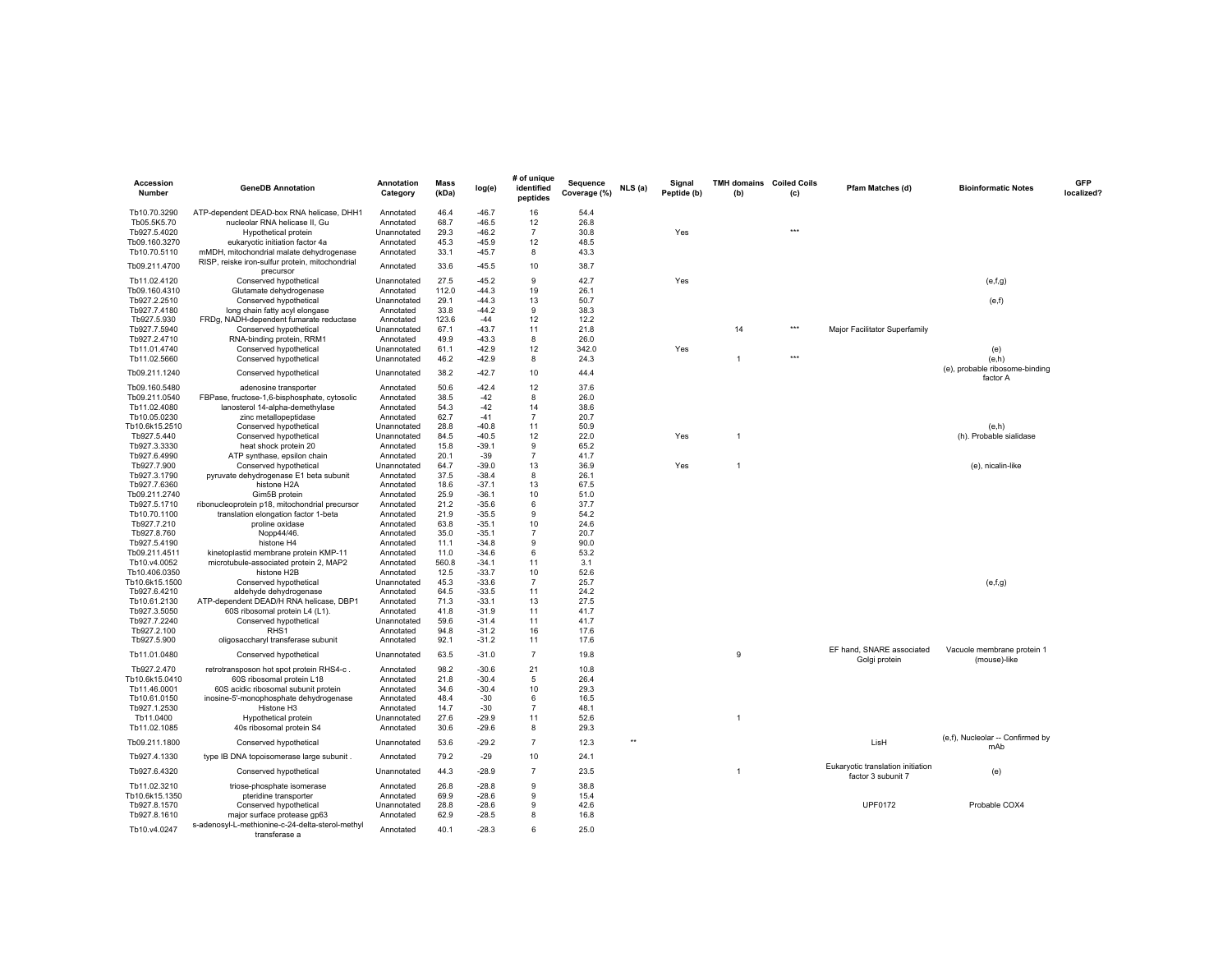| Accession Number | GeneDB Annotation | Annotation Category | Mass (kDa) | log(e) | # of unique identified peptides | Sequence Coverage (%) | NLS (a) | Signal Peptide (b) | TMH domains (b) | Coiled Coils (c) | Pfam Matches (d) | Bioinformatic Notes | GFP localized? |
|---|---|---|---|---|---|---|---|---|---|---|---|---|---|
| Tb10.70.3290 | ATP-dependent DEAD-box RNA helicase, DHH1 | Annotated | 46.4 | -46.7 | 16 | 54.4 | | | | | | | |
| Tb05.5K5.70 | nucleolar RNA helicase II, Gu | Annotated | 68.7 | -46.5 | 12 | 26.8 | | | | | | | |
| Tb927.5.4020 | Hypothetical protein | Unannotated | 29.3 | -46.2 | 7 | 30.8 | | Yes | | *** | | | |
| Tb09.160.3270 | eukaryotic initiation factor 4a | Annotated | 45.3 | -45.9 | 12 | 48.5 | | | | | | | |
| Tb10.70.5110 | mMDH, mitochondrial malate dehydrogenase | Annotated | 33.1 | -45.7 | 8 | 43.3 | | | | | | | |
| Tb09.211.4700 | RISP, reiske iron-sulfur protein, mitochondrial precursor | Annotated | 33.6 | -45.5 | 10 | 38.7 | | | | | | | |
| Tb11.02.4120 | Conserved hypothetical | Unannotated | 27.5 | -45.2 | 9 | 42.7 | | Yes | | | | (e,f,g) | |
| Tb09.160.4310 | Glutamate dehydrogenase | Annotated | 112.0 | -44.3 | 19 | 26.1 | | | | | | | |
| Tb927.2.2510 | Conserved hypothetical | Unannotated | 29.1 | -44.3 | 13 | 50.7 | | | | | | (e,f) | |
| Tb927.7.4180 | long chain fatty acyl elongase | Annotated | 33.8 | -44.2 | 9 | 38.3 | | | | | | | |
| Tb927.5.930 | FRDg, NADH-dependent fumarate reductase | Annotated | 123.6 | -44 | 12 | 12.2 | | | | | | | |
| Tb927.7.5940 | Conserved hypothetical | Unannotated | 67.1 | -43.7 | 11 | 21.8 | | | 14 | *** | Major Facilitator Superfamily | | |
| Tb927.2.4710 | RNA-binding protein, RRM1 | Annotated | 49.9 | -43.3 | 8 | 26.0 | | | | | | | |
| Tb11.01.4740 | Conserved hypothetical | Unannotated | 61.1 | -42.9 | 12 | 342.0 | | Yes | | | | (e) | |
| Tb11.02.5660 | Conserved hypothetical | Unannotated | 46.2 | -42.9 | 8 | 24.3 | | | 1 | *** | | (e,h) | |
| Tb09.211.1240 | Conserved hypothetical | Unannotated | 38.2 | -42.7 | 10 | 44.4 | | | | | | (e), probable ribosome-binding factor A | |
| Tb09.160.5480 | adenosine transporter | Annotated | 50.6 | -42.4 | 12 | 37.6 | | | | | | | |
| Tb09.211.0540 | FBPase, fructose-1,6-bisphosphate, cytosolic | Annotated | 38.5 | -42 | 8 | 26.0 | | | | | | | |
| Tb11.02.4080 | lanosterol 14-alpha-demethylase | Annotated | 54.3 | -42 | 14 | 38.6 | | | | | | | |
| Tb10.05.0230 | zinc metallopeptidase | Annotated | 62.7 | -41 | 7 | 20.7 | | | | | | | |
| Tb10.6k15.2510 | Conserved hypothetical | Unannotated | 28.8 | -40.8 | 11 | 50.9 | | | | | | (e,h) | |
| Tb927.5.440 | Conserved hypothetical | Unannotated | 84.5 | -40.5 | 12 | 22.0 | | Yes | 1 | | | (h). Probable sialidase | |
| Tb927.3.3330 | heat shock protein 20 | Annotated | 15.8 | -39.1 | 9 | 65.2 | | | | | | | |
| Tb927.6.4990 | ATP synthase, epsilon chain | Annotated | 20.1 | -39 | 7 | 41.7 | | | | | | | |
| Tb927.7.900 | Conserved hypothetical | Unannotated | 64.7 | -39.0 | 13 | 36.9 | | Yes | 1 | | | (e), nicalin-like | |
| Tb927.3.1790 | pyruvate dehydrogenase E1 beta subunit | Annotated | 37.5 | -38.4 | 8 | 26.1 | | | | | | | |
| Tb927.7.6360 | histone H2A | Annotated | 18.6 | -37.1 | 13 | 67.5 | | | | | | | |
| Tb09.211.2740 | Gim5B protein | Annotated | 25.9 | -36.1 | 10 | 51.0 | | | | | | | |
| Tb927.5.1710 | ribonucleoprotein p18, mitochondrial precursor | Annotated | 21.2 | -35.6 | 6 | 37.7 | | | | | | | |
| Tb10.70.1100 | translation elongation factor 1-beta | Annotated | 21.9 | -35.5 | 9 | 54.2 | | | | | | | |
| Tb927.7.210 | proline oxidase | Annotated | 63.8 | -35.1 | 10 | 24.6 | | | | | | | |
| Tb927.8.760 | Nopp44/46. | Annotated | 35.0 | -35.1 | 7 | 20.7 | | | | | | | |
| Tb927.5.4190 | histone H4 | Annotated | 11.1 | -34.8 | 9 | 90.0 | | | | | | | |
| Tb09.211.4511 | kinetoplastid membrane protein KMP-11 | Annotated | 11.0 | -34.6 | 6 | 53.2 | | | | | | | |
| Tb10.v4.0052 | microtubule-associated protein 2, MAP2 | Annotated | 560.8 | -34.1 | 11 | 3.1 | | | | | | | |
| Tb10.406.0350 | histone H2B | Annotated | 12.5 | -33.7 | 10 | 52.6 | | | | | | | |
| Tb10.6k15.1500 | Conserved hypothetical | Unannotated | 45.3 | -33.6 | 7 | 25.7 | | | | | | (e,f,g) | |
| Tb927.6.4210 | aldehyde dehydrogenase | Annotated | 64.5 | -33.5 | 11 | 24.2 | | | | | | | |
| Tb10.61.2130 | ATP-dependent DEAD/H RNA helicase, DBP1 | Annotated | 71.3 | -33.1 | 13 | 27.5 | | | | | | | |
| Tb927.3.5050 | 60S ribosomal protein L4 (L1). | Annotated | 41.8 | -31.9 | 11 | 41.7 | | | | | | | |
| Tb927.7.2240 | Conserved hypothetical | Unannotated | 59.6 | -31.4 | 11 | 41.7 | | | | | | | |
| Tb927.2.100 | RHS1 | Annotated | 94.8 | -31.2 | 16 | 17.6 | | | | | | | |
| Tb927.5.900 | oligosaccharyl transferase subunit | Annotated | 92.1 | -31.2 | 11 | 17.6 | | | | | | | |
| Tb11.01.0480 | Conserved hypothetical | Unannotated | 63.5 | -31.0 | 7 | 19.8 | | | 9 | | EF hand, SNARE associated Golgi protein | Vacuole membrane protein 1 (mouse)-like | |
| Tb927.2.470 | retrotransposon hot spot protein RHS4-c . | Annotated | 98.2 | -30.6 | 21 | 10.8 | | | | | | | |
| Tb10.6k15.0410 | 60S ribosomal protein L18 | Annotated | 21.8 | -30.4 | 5 | 26.4 | | | | | | | |
| Tb11.46.0001 | 60S acidic ribosomal subunit protein | Annotated | 34.6 | -30.4 | 10 | 29.3 | | | | | | | |
| Tb10.61.0150 | inosine-5'-monophosphate dehydrogenase | Annotated | 48.4 | -30 | 6 | 16.5 | | | | | | | |
| Tb927.1.2530 | Histone H3 | Annotated | 14.7 | -30 | 7 | 48.1 | | | | | | | |
| Tb11.0400 | Hypothetical protein | Unannotated | 27.6 | -29.9 | 11 | 52.6 | | | 1 | | | | |
| Tb11.02.1085 | 40s ribosomal protein S4 | Annotated | 30.6 | -29.6 | 8 | 29.3 | | | | | | | |
| Tb09.211.1800 | Conserved hypothetical | Unannotated | 53.6 | -29.2 | 7 | 12.3 | ** | | | | LisH | (e,f), Nucleolar -- Confirmed by mAb | |
| Tb927.4.1330 | type IB DNA topoisomerase large subunit . | Annotated | 79.2 | -29 | 10 | 24.1 | | | | | | | |
| Tb927.6.4320 | Conserved hypothetical | Unannotated | 44.3 | -28.9 | 7 | 23.5 | | | 1 | | Eukaryotic translation initiation factor 3 subunit 7 | (e) | |
| Tb11.02.3210 | triose-phosphate isomerase | Annotated | 26.8 | -28.8 | 9 | 38.8 | | | | | | | |
| Tb10.6k15.1350 | pteridine transporter | Annotated | 69.9 | -28.6 | 9 | 15.4 | | | | | | | |
| Tb927.8.1570 | Conserved hypothetical | Unannotated | 28.8 | -28.6 | 9 | 42.6 | | | | | UPF0172 | Probable COX4 | |
| Tb927.8.1610 | major surface protease gp63 | Annotated | 62.9 | -28.5 | 8 | 16.8 | | | | | | | |
| Tb10.v4.0247 | s-adenosyl-L-methionine-c-24-delta-sterol-methyl transferase a | Annotated | 40.1 | -28.3 | 6 | 25.0 | | | | | | | |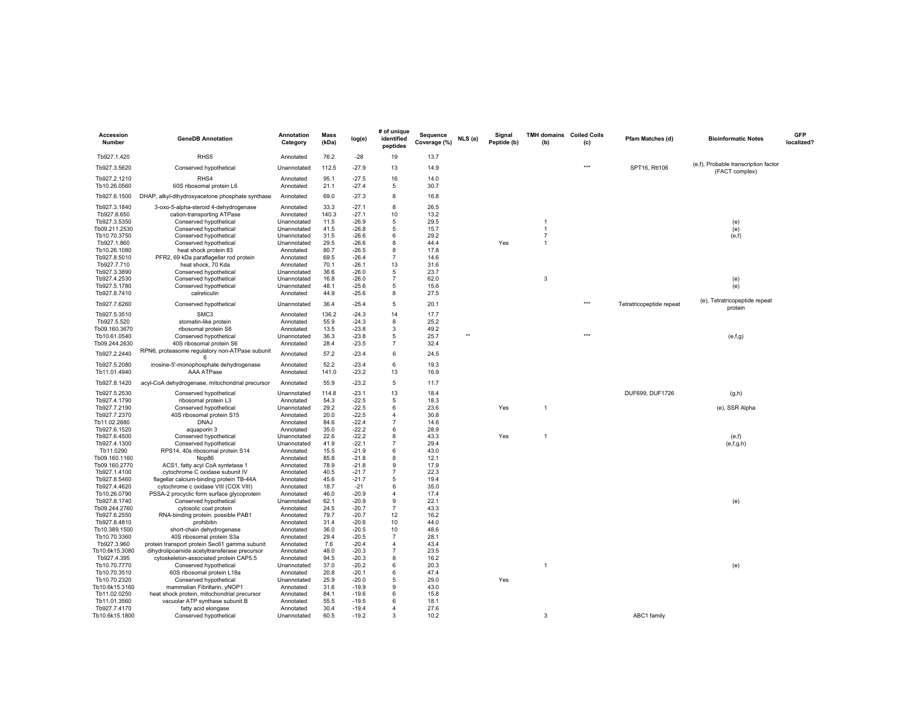| Accession Number | GeneDB Annotation | Annotation Category | Mass (kDa) | log(e) | # of unique identified peptides | Sequence Coverage (%) | NLS (a) | Signal Peptide (b) | TMH domains (b) | Coiled Coils (c) | Pfam Matches (d) | Bioinformatic Notes | GFP localized? |
|---|---|---|---|---|---|---|---|---|---|---|---|---|---|
| Tb927.1.420 | RHS5 | Annotated | 76.2 | -28 | 19 | 13.7 | | | | | | | |
| Tb927.3.5620 | Conserved hypothetical | Unannotated | 112.5 | -27.9 | 13 | 14.9 | | | | *** | SPT16, Rtt106 | (e,f), Probable transcription factor (FACT complex) | |
| Tb927.2.1210 | RHS4 | Annotated | 95.1 | -27.5 | 16 | 14.0 | | | | | | | |
| Tb10.26.0560 | 60S ribosomal protein L6 | Annotated | 21.1 | -27.4 | 5 | 30.7 | | | | | | | |
| Tb927.6.1500 | DHAP, alkyl-dihydroxyacetone phosphate synthase | Annotated | 69.0 | -27.3 | 8 | 16.8 | | | | | | | |
| Tb927.3.1840 | 3-oxo-5-alpha-steroid 4-dehydrogenase | Annotated | 33.3 | -27.1 | 8 | 26.5 | | | | | | | |
| Tb927.8.650 | cation-transporting ATPase | Annotated | 140.3 | -27.1 | 10 | 13.2 | | | | | | | |
| Tb927.3.5350 | Conserved hypothetical | Unannotated | 11.5 | -26.9 | 5 | 29.5 | | | 1 | | | (e) | |
| Tb09.211.2530 | Conserved hypothetical | Unannotated | 41.5 | -26.8 | 5 | 15.7 | | | 1 | | | (e) | |
| Tb10.70.3750 | Conserved hypothetical | Unannotated | 31.5 | -26.6 | 6 | 29.2 | | | 7 | | | (e,f) | |
| Tb927.1.860 | Conserved hypothetical | Unannotated | 29.5 | -26.6 | 8 | 44.4 | | Yes | 1 | | | | |
| Tb10.26.1080 | heat shock protein 83 | Annotated | 80.7 | -26.5 | 8 | 17.8 | | | | | | | |
| Tb927.8.5010 | PFR2, 69 kDa paraflagellar rod protein | Annotated | 69.5 | -26.4 | 7 | 14.6 | | | | | | | |
| Tb927.7.710 | heat shock, 70 Kda | Annotated | 70.1 | -26.1 | 13 | 31.6 | | | | | | | |
| Tb927.3.3890 | Conserved hypothetical | Unannotated | 36.6 | -26.0 | 5 | 23.7 | | | | | | | |
| Tb927.4.2530 | Conserved hypothetical | Unannotated | 16.8 | -26.0 | 7 | 62.0 | | | 3 | | | (e) | |
| Tb927.5.1780 | Conserved hypothetical | Unannotated | 48.1 | -25.6 | 5 | 15.6 | | | | | | (e) | |
| Tb927.8.7410 | calreticulin | Annotated | 44.9 | -25.6 | 8 | 27.5 | | | | | | | |
| Tb927.7.6260 | Conserved hypothetical | Unannotated | 36.4 | -25.4 | 5 | 20.1 | | | | *** | Tetratricopeptide repeat | (e), Tetratricopeptide repeat protein | |
| Tb927.5.3510 | SMC3 | Annotated | 136.2 | -24.3 | 14 | 17.7 | | | | | | | |
| Tb927.5.520 | stomatin-like protein | Annotated | 55.9 | -24.3 | 8 | 25.2 | | | | | | | |
| Tb09.160.3670 | ribosomal protein S6 | Annotated | 13.5 | -23.8 | 3 | 49.2 | | | | | | | |
| Tb10.61.0540 | Conserved hypothetical | Unannotated | 36.3 | -23.8 | 5 | 25.7 | ** | | | *** | | (e,f,g) | |
| Tb09.244.2630 | 40S ribosomal protein S6 | Annotated | 28.4 | -23.5 | 7 | 32.4 | | | | | | | |
| Tb927.2.2440 | RPN6, proteasome regulatory non-ATPase subunit 6 | Annotated | 57.2 | -23.4 | 6 | 24.5 | | | | | | | |
| Tb927.5.2080 | inosine-5'-monophosphate dehydrogenase | Annotated | 52.2 | -23.4 | 6 | 19.3 | | | | | | | |
| Tb11.01.4940 | AAA ATPase | Annotated | 141.0 | -23.2 | 13 | 16.9 | | | | | | | |
| Tb927.8.1420 | acyl-CoA dehydrogenase, mitochondrial precursor | Annotated | 55.9 | -23.2 | 5 | 11.7 | | | | | | | |
| Tb927.5.2530 | Conserved hypothetical | Unannotated | 114.8 | -23.1 | 13 | 18.4 | | | | | DUF699, DUF1726 | (g,h) | |
| Tb927.4.1790 | ribosomal protein L3 | Annotated | 54.3 | -22.5 | 5 | 18.3 | | | | | | | |
| Tb927.7.2190 | Conserved hypothetical | Unannotated | 29.2 | -22.5 | 6 | 23.6 | | Yes | 1 | | | (e), SSR Alpha | |
| Tb927.7.2370 | 40S ribosomal protein S15 | Annotated | 20.0 | -22.5 | 4 | 30.8 | | | | | | | |
| Tb11.02.2880 | DNAJ | Annotated | 84.6 | -22.4 | 7 | 14.6 | | | | | | | |
| Tb927.6.1520 | aquaporin 3 | Annotated | 35.0 | -22.2 | 6 | 28.9 | | | | | | | |
| Tb927.6.4500 | Conserved hypothetical | Unannotated | 22.6 | -22.2 | 8 | 43.3 | | Yes | 1 | | | (e,f) | |
| Tb927.4.1300 | Conserved hypothetical | Unannotated | 41.9 | -22.1 | 7 | 29.4 | | | | | | (e,f,g,h) | |
| Tb11.0290 | RPS14, 40s ribosomal protein S14 | Annotated | 15.5 | -21.9 | 6 | 43.0 | | | | | | | |
| Tb09.160.1160 | Nop86 | Annotated | 85.8 | -21.8 | 8 | 12.1 | | | | | | | |
| Tb09.160.2770 | ACS1, fatty acyl CoA syntetase 1 | Annotated | 78.9 | -21.8 | 9 | 17.9 | | | | | | | |
| Tb927.1.4100 | cytochrome C oxidase subunit IV | Annotated | 40.5 | -21.7 | 7 | 22.3 | | | | | | | |
| Tb927.8.5460 | flagellar calcium-binding protein TB-44A | Annotated | 45.6 | -21.7 | 5 | 19.4 | | | | | | | |
| Tb927.4.4620 | cytochrome c oxidase VIII (COX VIII) | Annotated | 18.7 | -21 | 6 | 35.0 | | | | | | | |
| Tb10.26.0790 | PSSA-2 procyclic form surface glycoprotein | Annotated | 46.0 | -20.9 | 4 | 17.4 | | | | | | | |
| Tb927.8.1740 | Conserved hypothetical | Unannotated | 62.1 | -20.9 | 9 | 22.1 | | | | | | (e) | |
| Tb09.244.2760 | cytosolic coat protein | Annotated | 24.5 | -20.7 | 7 | 43.3 | | | | | | | |
| Tb927.6.2550 | RNA-binding protein, possible PAB1 | Annotated | 79.7 | -20.7 | 12 | 16.2 | | | | | | | |
| Tb927.8.4810 | prohibitin | Annotated | 31.4 | -20.6 | 10 | 44.0 | | | | | | | |
| Tb10.389.1500 | short-chain dehydrogenase | Annotated | 36.0 | -20.5 | 10 | 48.6 | | | | | | | |
| Tb10.70.3360 | 40S ribosomal protein S3a | Annotated | 29.4 | -20.5 | 7 | 28.1 | | | | | | | |
| Tb927.3.960 | protein transport protein Sec61 gamma subunit | Annotated | 7.6 | -20.4 | 4 | 43.4 | | | | | | | |
| Tb10.6k15.3080 | dihydrolipoamide acetyltransferase precursor | Annotated | 48.0 | -20.3 | 7 | 23.5 | | | | | | | |
| Tb927.4.395 | cytoskeleton-associated protein CAP5.5 | Annotated | 94.5 | -20.3 | 8 | 16.2 | | | | | | | |
| Tb10.70.7770 | Conserved hypothetical | Unannotated | 37.0 | -20.2 | 6 | 20.3 | | | 1 | | | (e) | |
| Tb10.70.3510 | 60S ribosomal protein L18a | Annotated | 20.8 | -20.1 | 6 | 47.4 | | | | | | | |
| Tb10.70.2320 | Conserved hypothetical | Unannotated | 25.9 | -20.0 | 5 | 29.0 | | Yes | | | | | |
| Tb10.6k15.3160 | mammalian Fibrillarin, yNOP1 | Annotated | 31.6 | -19.9 | 9 | 43.0 | | | | | | | |
| Tb11.02.0250 | heat shock protein, mitochondrial precursor | Annotated | 84.1 | -19.6 | 6 | 15.8 | | | | | | | |
| Tb11.01.3560 | vacuolar ATP synthase subunit B | Annotated | 55.5 | -19.5 | 6 | 18.1 | | | | | | | |
| Tb927.7.4170 | fatty acid elongase | Annotated | 30.4 | -19.4 | 4 | 27.6 | | | | | | | |
| Tb10.6k15.1800 | Conserved hypothetical | Unannotated | 60.5 | -19.2 | 3 | 10.2 | | | 3 | | ABC1 family | | |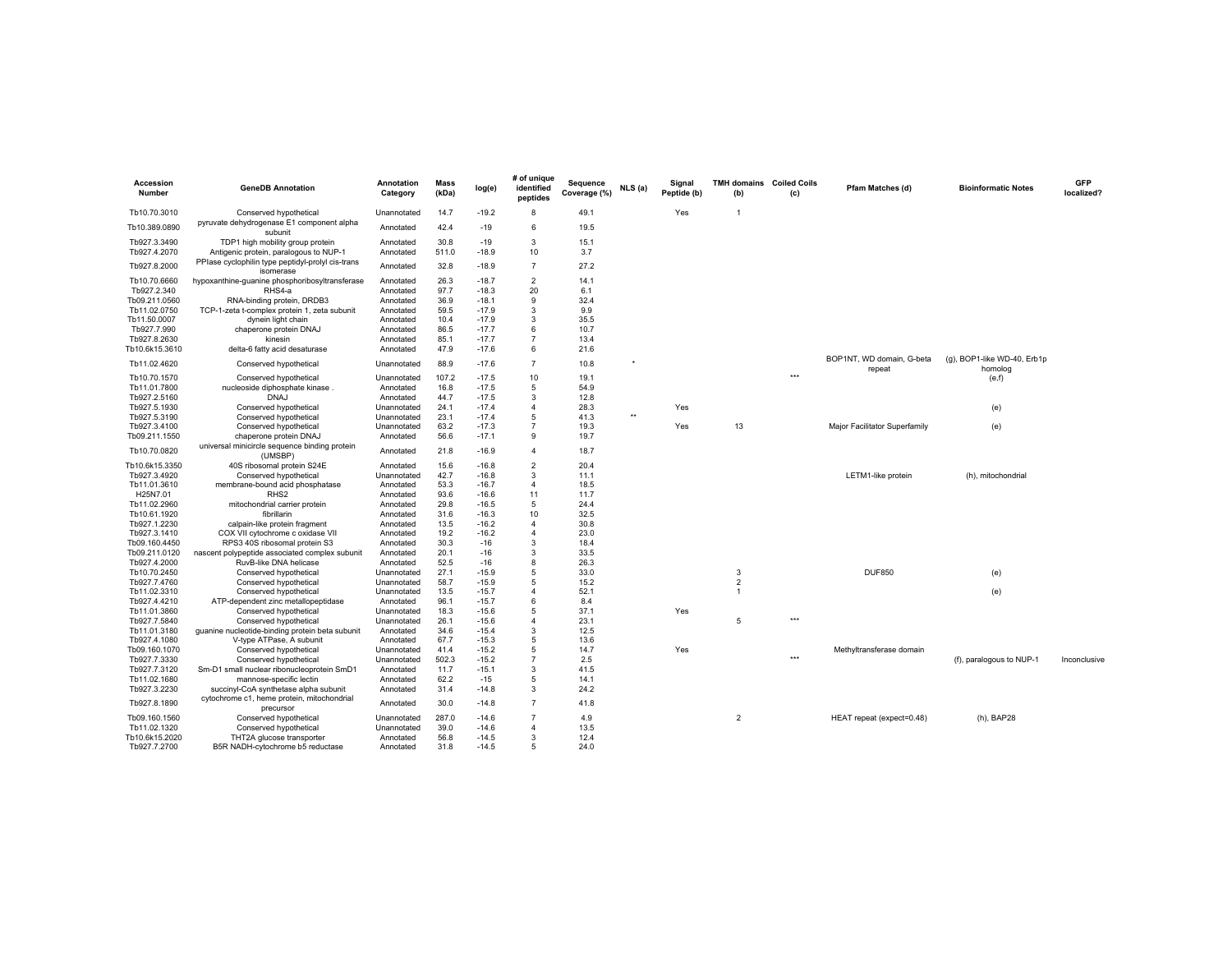| Accession Number | GeneDB Annotation | Annotation Category | Mass (kDa) | log(e) | # of unique identified peptides | Sequence Coverage (%) | NLS (a) | Signal Peptide (b) | TMH domains (b) | Coiled Coils (c) | Pfam Matches (d) | Bioinformatic Notes | GFP localized? |
|---|---|---|---|---|---|---|---|---|---|---|---|---|---|
| Tb10.70.3010 | Conserved hypothetical | Unannotated | 14.7 | -19.2 | 8 | 49.1 | | Yes | 1 | | | | |
| Tb10.389.0890 | pyruvate dehydrogenase E1 component alpha subunit | Annotated | 42.4 | -19 | 6 | 19.5 | | | | | | | |
| Tb927.3.3490 | TDP1 high mobility group protein | Annotated | 30.8 | -19 | 3 | 15.1 | | | | | | | |
| Tb927.4.2070 | Antigenic protein, paralogous to NUP-1 | Annotated | 511.0 | -18.9 | 10 | 3.7 | | | | | | | |
| Tb927.8.2000 | PPIase cyclophilin type peptidyl-prolyl cis-trans isomerase | Annotated | 32.8 | -18.9 | 7 | 27.2 | | | | | | | |
| Tb10.70.6660 | hypoxanthine-guanine phosphoribosyltransferase | Annotated | 26.3 | -18.7 | 2 | 14.1 | | | | | | | |
| Tb927.2.340 | RHS4-a | Annotated | 97.7 | -18.3 | 20 | 6.1 | | | | | | | |
| Tb09.211.0560 | RNA-binding protein, DRDB3 | Annotated | 36.9 | -18.1 | 9 | 32.4 | | | | | | | |
| Tb11.02.0750 | TCP-1-zeta t-complex protein 1, zeta subunit | Annotated | 59.5 | -17.9 | 3 | 9.9 | | | | | | | |
| Tb11.50.0007 | dynein light chain | Annotated | 10.4 | -17.9 | 3 | 35.5 | | | | | | | |
| Tb927.7.990 | chaperone protein DNAJ | Annotated | 86.5 | -17.7 | 6 | 10.7 | | | | | | | |
| Tb927.8.2630 | kinesin | Annotated | 85.1 | -17.7 | 7 | 13.4 | | | | | | | |
| Tb10.6k15.3610 | delta-6 fatty acid desaturase | Annotated | 47.9 | -17.6 | 6 | 21.6 | | | | | | | |
| Tb11.02.4620 | Conserved hypothetical | Unannotated | 88.9 | -17.6 | 7 | 10.8 | * | | | | BOP1NT, WD domain, G-beta repeat | (g), BOP1-like WD-40, Erb1p homolog | |
| Tb10.70.1570 | Conserved hypothetical | Unannotated | 107.2 | -17.5 | 10 | 19.1 | | | | *** | | (e,f) | |
| Tb11.01.7800 | nucleoside diphosphate kinase . | Annotated | 16.8 | -17.5 | 5 | 54.9 | | | | | | | |
| Tb927.2.5160 | DNAJ | Annotated | 44.7 | -17.5 | 3 | 12.8 | | | | | | | |
| Tb927.5.1930 | Conserved hypothetical | Unannotated | 24.1 | -17.4 | 4 | 28.3 | | Yes | | | | (e) | |
| Tb927.5.3190 | Conserved hypothetical | Unannotated | 23.1 | -17.4 | 5 | 41.3 | ** | | | | | | |
| Tb927.3.4100 | Conserved hypothetical | Unannotated | 63.2 | -17.3 | 7 | 19.3 | | Yes | 13 | | Major Facilitator Superfamily | (e) | |
| Tb09.211.1550 | chaperone protein DNAJ | Annotated | 56.6 | -17.1 | 9 | 19.7 | | | | | | | |
| Tb10.70.0820 | universal minicircle sequence binding protein (UMSBP) | Annotated | 21.8 | -16.9 | 4 | 18.7 | | | | | | | |
| Tb10.6k15.3350 | 40S ribosomal protein S24E | Annotated | 15.6 | -16.8 | 2 | 20.4 | | | | | | | |
| Tb927.3.4920 | Conserved hypothetical | Unannotated | 42.7 | -16.8 | 3 | 11.1 | | | | | LETM1-like protein | (h), mitochondrial | |
| Tb11.01.3610 | membrane-bound acid phosphatase | Annotated | 53.3 | -16.7 | 4 | 18.5 | | | | | | | |
| H25N7.01 | RHS2 | Annotated | 93.6 | -16.6 | 11 | 11.7 | | | | | | | |
| Tb11.02.2960 | mitochondrial carrier protein | Annotated | 29.8 | -16.5 | 5 | 24.4 | | | | | | | |
| Tb10.61.1920 | fibrillarin | Annotated | 31.6 | -16.3 | 10 | 32.5 | | | | | | | |
| Tb927.1.2230 | calpain-like protein fragment | Annotated | 13.5 | -16.2 | 4 | 30.8 | | | | | | | |
| Tb927.3.1410 | COX VII cytochrome c oxidase VII | Annotated | 19.2 | -16.2 | 4 | 23.0 | | | | | | | |
| Tb09.160.4450 | RPS3 40S ribosomal protein S3 | Annotated | 30.3 | -16 | 3 | 18.4 | | | | | | | |
| Tb09.211.0120 | nascent polypeptide associated complex subunit | Annotated | 20.1 | -16 | 3 | 33.5 | | | | | | | |
| Tb927.4.2000 | RuvB-like DNA helicase | Annotated | 52.5 | -16 | 8 | 26.3 | | | | | | | |
| Tb10.70.2450 | Conserved hypothetical | Unannotated | 27.1 | -15.9 | 5 | 33.0 | | | 3 | | DUF850 | (e) | |
| Tb927.7.4760 | Conserved hypothetical | Unannotated | 58.7 | -15.9 | 5 | 15.2 | | | 2 | | | | |
| Tb11.02.3310 | Conserved hypothetical | Unannotated | 13.5 | -15.7 | 4 | 52.1 | | | 1 | | | (e) | |
| Tb927.4.4210 | ATP-dependent zinc metallopeptidase | Annotated | 96.1 | -15.7 | 6 | 8.4 | | | | | | | |
| Tb11.01.3860 | Conserved hypothetical | Unannotated | 18.3 | -15.6 | 5 | 37.1 | | Yes | | | | | |
| Tb927.7.5840 | Conserved hypothetical | Unannotated | 26.1 | -15.6 | 4 | 23.1 | | | 5 | *** | | | |
| Tb11.01.3180 | guanine nucleotide-binding protein beta subunit | Annotated | 34.6 | -15.4 | 3 | 12.5 | | | | | | | |
| Tb927.4.1080 | V-type ATPase, A subunit | Annotated | 67.7 | -15.3 | 5 | 13.6 | | | | | | | |
| Tb09.160.1070 | Conserved hypothetical | Unannotated | 41.4 | -15.2 | 5 | 14.7 | | Yes | | | Methyltransferase domain | | |
| Tb927.7.3330 | Conserved hypothetical | Unannotated | 502.3 | -15.2 | 7 | 2.5 | | | | *** | | (f), paralogous to NUP-1 | Inconclusive |
| Tb927.7.3120 | Sm-D1 small nuclear ribonucleoprotein SmD1 | Annotated | 11.7 | -15.1 | 3 | 41.5 | | | | | | | |
| Tb11.02.1680 | mannose-specific lectin | Annotated | 62.2 | -15 | 5 | 14.1 | | | | | | | |
| Tb927.3.2230 | succinyl-CoA synthetase alpha subunit | Annotated | 31.4 | -14.8 | 3 | 24.2 | | | | | | | |
| Tb927.8.1890 | cytochrome c1, heme protein, mitochondrial precursor | Annotated | 30.0 | -14.8 | 7 | 41.8 | | | | | | | |
| Tb09.160.1560 | Conserved hypothetical | Unannotated | 287.0 | -14.6 | 7 | 4.9 | | | 2 | | HEAT repeat (expect=0.48) | (h), BAP28 | |
| Tb11.02.1320 | Conserved hypothetical | Unannotated | 39.0 | -14.6 | 4 | 13.5 | | | | | | | |
| Tb10.6k15.2020 | THT2A glucose transporter | Annotated | 56.8 | -14.5 | 3 | 12.4 | | | | | | | |
| Tb927.7.2700 | B5R NADH-cytochrome b5 reductase | Annotated | 31.8 | -14.5 | 5 | 24.0 | | | | | | | |